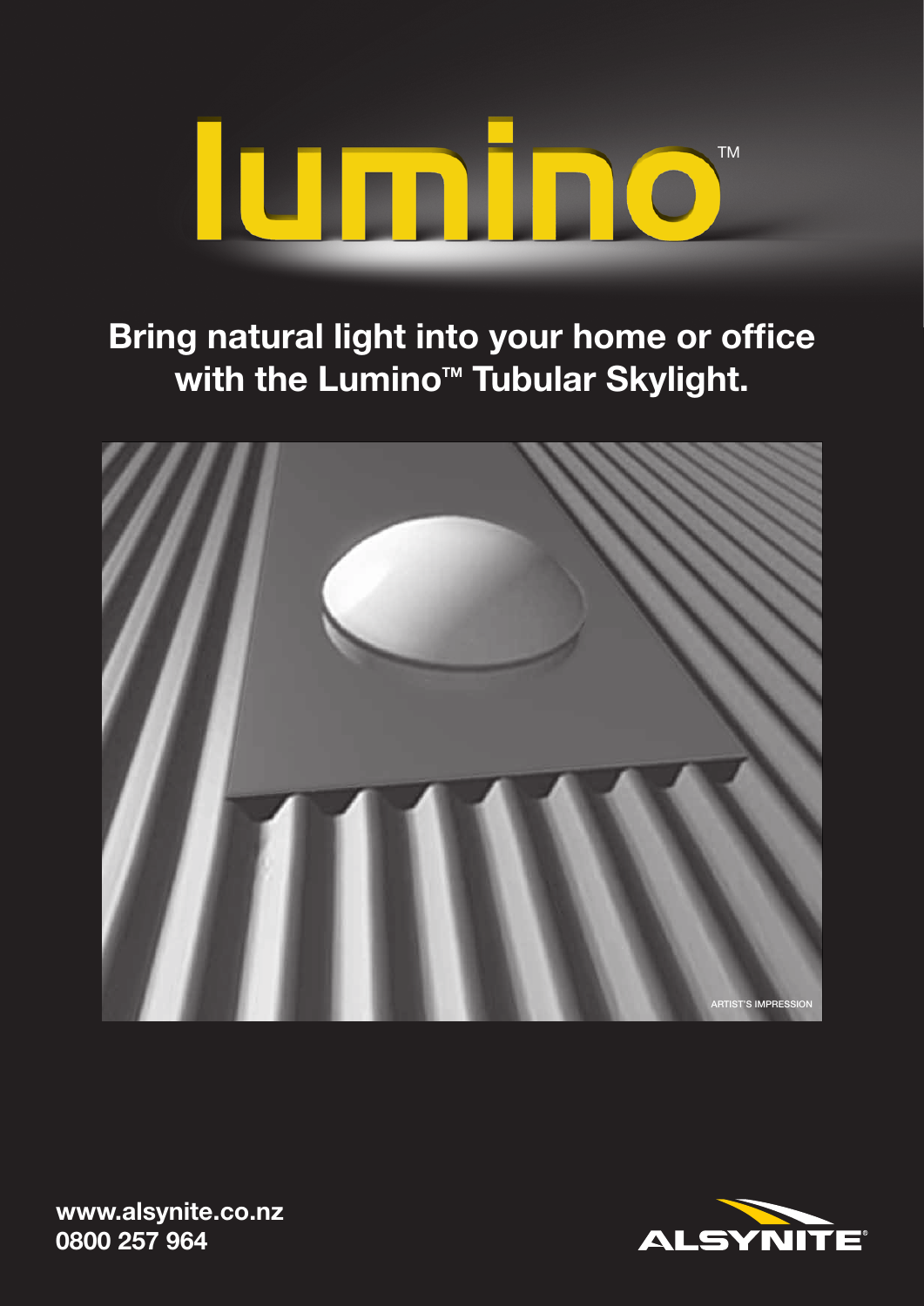# lumino™

## Bring natural light into your home or office with the Lumino™ Tubular Skylight.

ARTIST'S IMPRESSION

**www.alsynite.co.nz**
**0800 257 964**

ALSYNITE®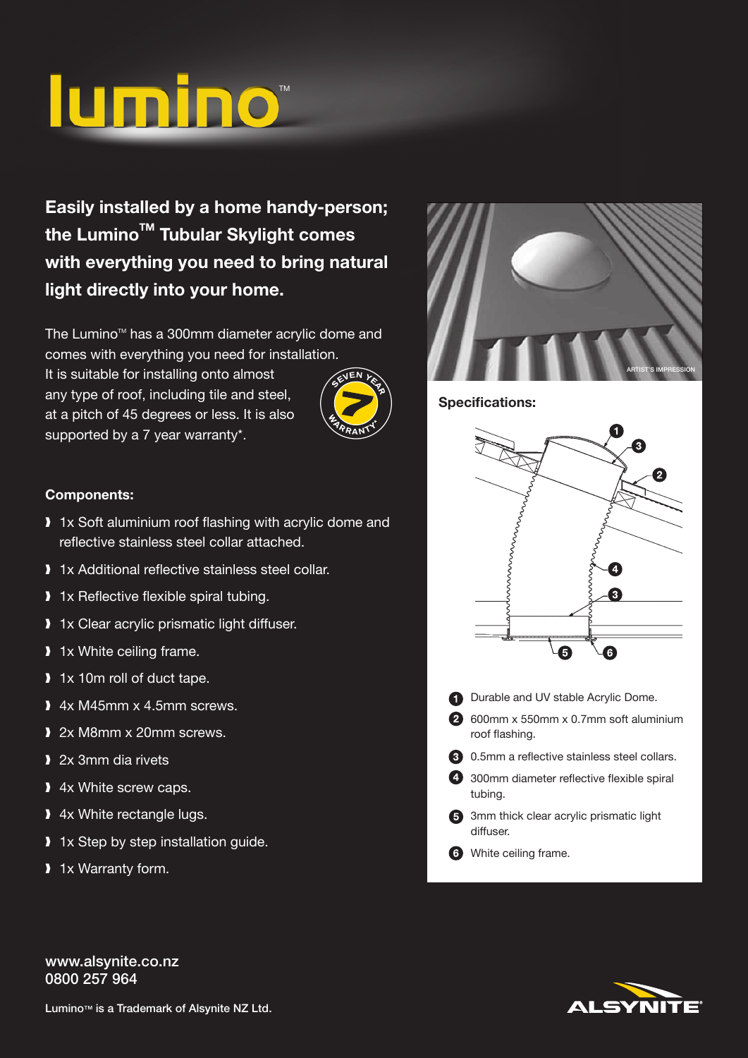# lumino™

**Easily installed by a home handy-person; the Lumino™ Tubular Skylight comes with everything you need to bring natural light directly into your home.**

The Lumino™ has a 300mm diameter acrylic dome and comes with everything you need for installation. It is suitable for installing onto almost any type of roof, including tile and steel, at a pitch of 45 degrees or less. It is also supported by a 7 year warranty*.

SEVEN YEAR 7 WARRANTY*

### Components:

- 1x Soft aluminium roof flashing with acrylic dome and reflective stainless steel collar attached.
- 1x Additional reflective stainless steel collar.
- 1x Reflective flexible spiral tubing.
- 1x Clear acrylic prismatic light diffuser.
- 1x White ceiling frame.
- 1x 10m roll of duct tape.
- 4x M45mm x 4.5mm screws.
- 2x M8mm x 20mm screws.
- 2x 3mm dia rivets
- 4x White screw caps.
- 4x White rectangle lugs.
- 1x Step by step installation guide.
- 1x Warranty form.

ARTIST'S IMPRESSION

### Specifications:

1 3 2 4 3 5 6

1. Durable and UV stable Acrylic Dome.
2. 600mm x 550mm x 0.7mm soft aluminium roof flashing.
3. 0.5mm a reflective stainless steel collars.
4. 300mm diameter reflective flexible spiral tubing.
5. 3mm thick clear acrylic prismatic light diffuser.
6. White ceiling frame.

www.alsynite.co.nz
0800 257 964

Lumino™ is a Trademark of Alsynite NZ Ltd.

ALSYNITE®